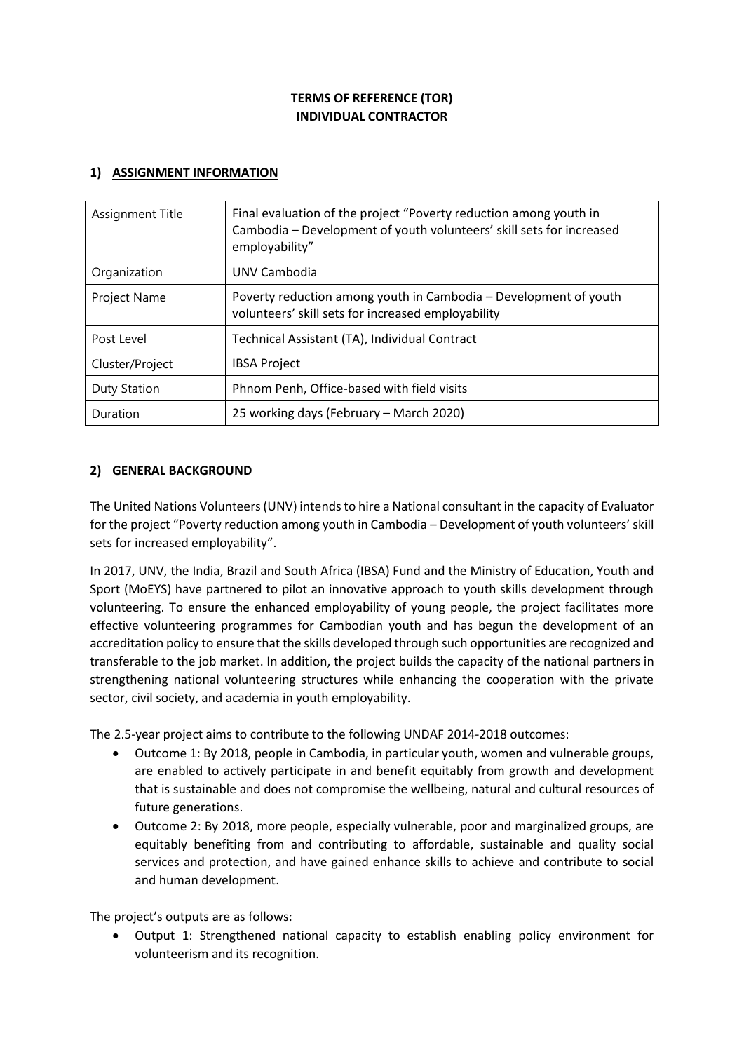**TERMS OF REFERENCE (TOR)**
**INDIVIDUAL CONTRACTOR**

## 1) ASSIGNMENT INFORMATION

| Assignment Title | Final evaluation of the project "Poverty reduction among youth in Cambodia – Development of youth volunteers' skill sets for increased employability" |
|---|---|
| Organization | UNV Cambodia |
| Project Name | Poverty reduction among youth in Cambodia – Development of youth volunteers' skill sets for increased employability |
| Post Level | Technical Assistant (TA), Individual Contract |
| Cluster/Project | IBSA Project |
| Duty Station | Phnom Penh, Office-based with field visits |
| Duration | 25 working days (February – March 2020) |

## 2) GENERAL BACKGROUND

The United Nations Volunteers (UNV) intends to hire a National consultant in the capacity of Evaluator for the project "Poverty reduction among youth in Cambodia – Development of youth volunteers' skill sets for increased employability".

In 2017, UNV, the India, Brazil and South Africa (IBSA) Fund and the Ministry of Education, Youth and Sport (MoEYS) have partnered to pilot an innovative approach to youth skills development through volunteering. To ensure the enhanced employability of young people, the project facilitates more effective volunteering programmes for Cambodian youth and has begun the development of an accreditation policy to ensure that the skills developed through such opportunities are recognized and transferable to the job market. In addition, the project builds the capacity of the national partners in strengthening national volunteering structures while enhancing the cooperation with the private sector, civil society, and academia in youth employability.

The 2.5-year project aims to contribute to the following UNDAF 2014-2018 outcomes:

- Outcome 1: By 2018, people in Cambodia, in particular youth, women and vulnerable groups, are enabled to actively participate in and benefit equitably from growth and development that is sustainable and does not compromise the wellbeing, natural and cultural resources of future generations.
- Outcome 2: By 2018, more people, especially vulnerable, poor and marginalized groups, are equitably benefiting from and contributing to affordable, sustainable and quality social services and protection, and have gained enhance skills to achieve and contribute to social and human development.

The project's outputs are as follows:

- Output 1: Strengthened national capacity to establish enabling policy environment for volunteerism and its recognition.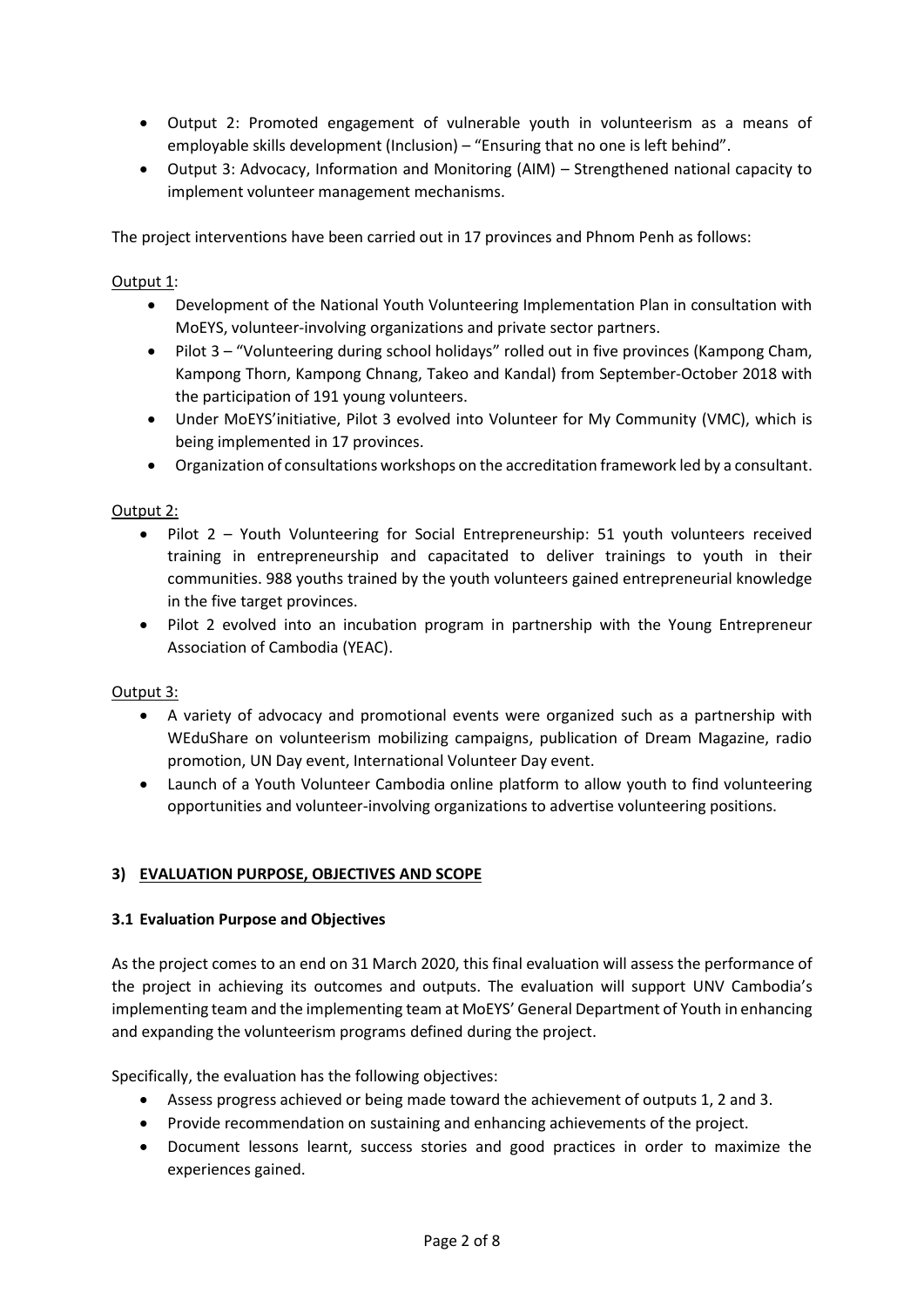- Output 2: Promoted engagement of vulnerable youth in volunteerism as a means of employable skills development (Inclusion) – "Ensuring that no one is left behind".
- Output 3: Advocacy, Information and Monitoring (AIM) – Strengthened national capacity to implement volunteer management mechanisms.

The project interventions have been carried out in 17 provinces and Phnom Penh as follows:

Output 1:

- Development of the National Youth Volunteering Implementation Plan in consultation with MoEYS, volunteer-involving organizations and private sector partners.
- Pilot 3 – "Volunteering during school holidays" rolled out in five provinces (Kampong Cham, Kampong Thorn, Kampong Chnang, Takeo and Kandal) from September-October 2018 with the participation of 191 young volunteers.
- Under MoEYS'initiative, Pilot 3 evolved into Volunteer for My Community (VMC), which is being implemented in 17 provinces.
- Organization of consultations workshops on the accreditation framework led by a consultant.

Output 2:

- Pilot 2 – Youth Volunteering for Social Entrepreneurship: 51 youth volunteers received training in entrepreneurship and capacitated to deliver trainings to youth in their communities. 988 youths trained by the youth volunteers gained entrepreneurial knowledge in the five target provinces.
- Pilot 2 evolved into an incubation program in partnership with the Young Entrepreneur Association of Cambodia (YEAC).

Output 3:

- A variety of advocacy and promotional events were organized such as a partnership with WEduShare on volunteerism mobilizing campaigns, publication of Dream Magazine, radio promotion, UN Day event, International Volunteer Day event.
- Launch of a Youth Volunteer Cambodia online platform to allow youth to find volunteering opportunities and volunteer-involving organizations to advertise volunteering positions.

## 3) EVALUATION PURPOSE, OBJECTIVES AND SCOPE

### 3.1 Evaluation Purpose and Objectives

As the project comes to an end on 31 March 2020, this final evaluation will assess the performance of the project in achieving its outcomes and outputs. The evaluation will support UNV Cambodia's implementing team and the implementing team at MoEYS' General Department of Youth in enhancing and expanding the volunteerism programs defined during the project.

Specifically, the evaluation has the following objectives:

- Assess progress achieved or being made toward the achievement of outputs 1, 2 and 3.
- Provide recommendation on sustaining and enhancing achievements of the project.
- Document lessons learnt, success stories and good practices in order to maximize the experiences gained.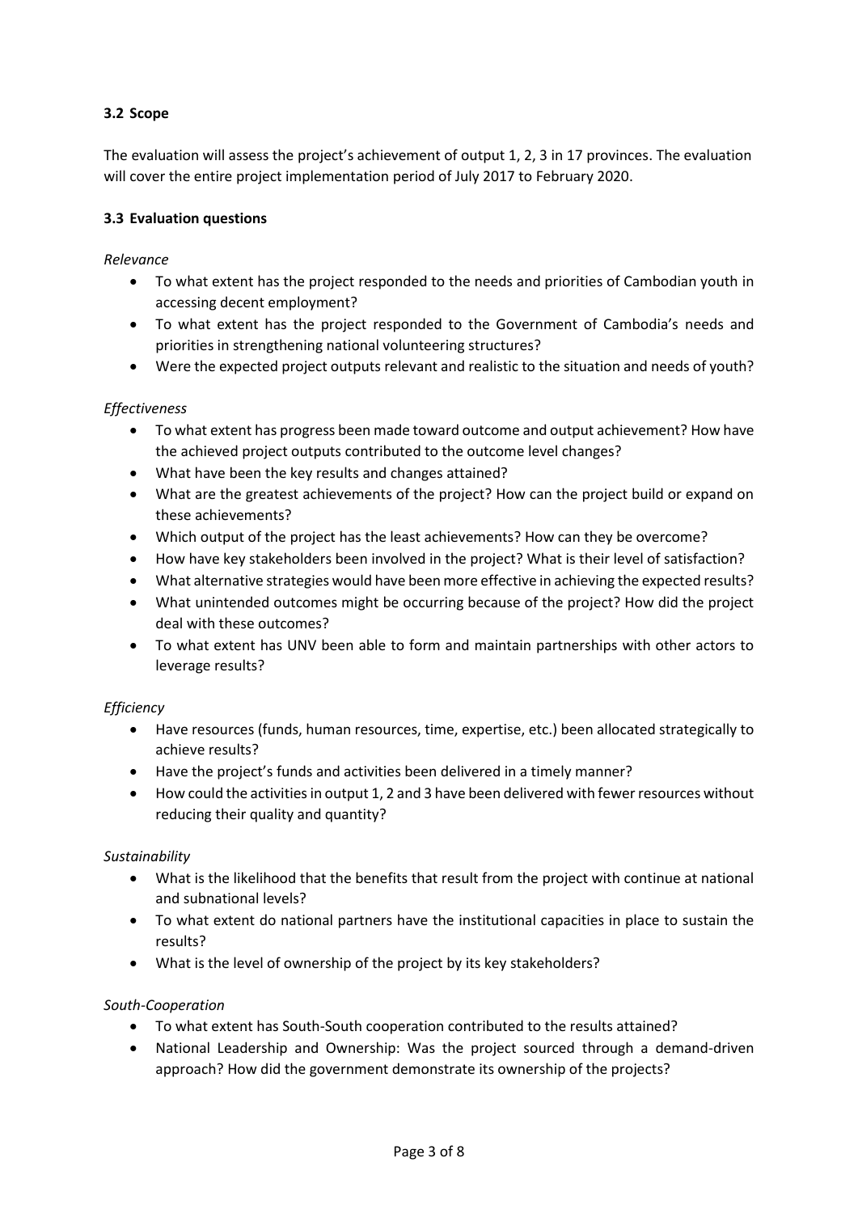### 3.2 Scope

The evaluation will assess the project's achievement of output 1, 2, 3 in 17 provinces. The evaluation will cover the entire project implementation period of July 2017 to February 2020.

### 3.3 Evaluation questions

*Relevance*

- To what extent has the project responded to the needs and priorities of Cambodian youth in accessing decent employment?
- To what extent has the project responded to the Government of Cambodia's needs and priorities in strengthening national volunteering structures?
- Were the expected project outputs relevant and realistic to the situation and needs of youth?

*Effectiveness*

- To what extent has progress been made toward outcome and output achievement? How have the achieved project outputs contributed to the outcome level changes?
- What have been the key results and changes attained?
- What are the greatest achievements of the project? How can the project build or expand on these achievements?
- Which output of the project has the least achievements? How can they be overcome?
- How have key stakeholders been involved in the project? What is their level of satisfaction?
- What alternative strategies would have been more effective in achieving the expected results?
- What unintended outcomes might be occurring because of the project? How did the project deal with these outcomes?
- To what extent has UNV been able to form and maintain partnerships with other actors to leverage results?

*Efficiency*

- Have resources (funds, human resources, time, expertise, etc.) been allocated strategically to achieve results?
- Have the project's funds and activities been delivered in a timely manner?
- How could the activities in output 1, 2 and 3 have been delivered with fewer resources without reducing their quality and quantity?

*Sustainability*

- What is the likelihood that the benefits that result from the project with continue at national and subnational levels?
- To what extent do national partners have the institutional capacities in place to sustain the results?
- What is the level of ownership of the project by its key stakeholders?

*South-Cooperation*

- To what extent has South-South cooperation contributed to the results attained?
- National Leadership and Ownership: Was the project sourced through a demand-driven approach? How did the government demonstrate its ownership of the projects?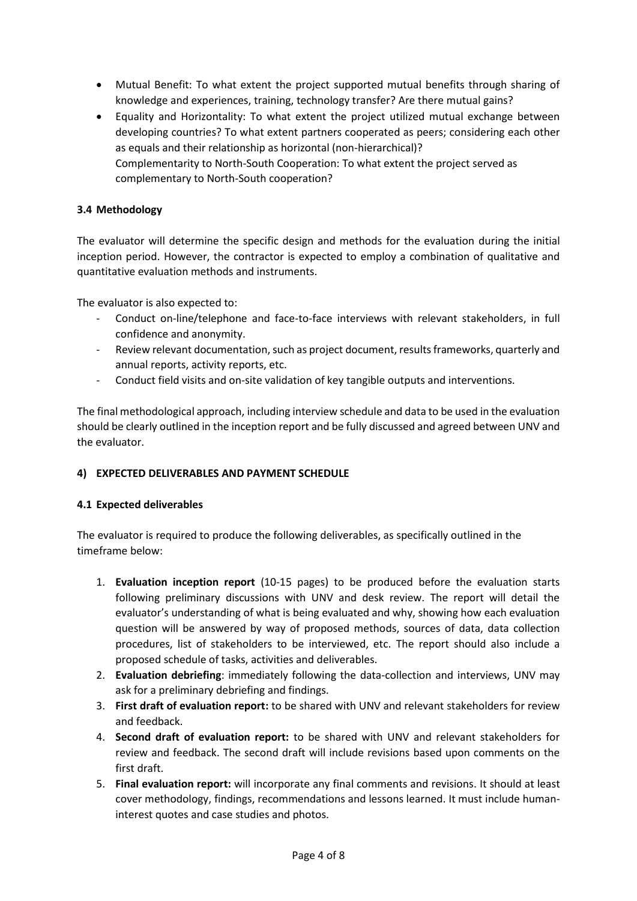- Mutual Benefit: To what extent the project supported mutual benefits through sharing of knowledge and experiences, training, technology transfer? Are there mutual gains?
- Equality and Horizontality: To what extent the project utilized mutual exchange between developing countries? To what extent partners cooperated as peers; considering each other as equals and their relationship as horizontal (non-hierarchical)?
  Complementarity to North-South Cooperation: To what extent the project served as complementary to North-South cooperation?

### 3.4 Methodology

The evaluator will determine the specific design and methods for the evaluation during the initial inception period. However, the contractor is expected to employ a combination of qualitative and quantitative evaluation methods and instruments.

The evaluator is also expected to:

- Conduct on-line/telephone and face-to-face interviews with relevant stakeholders, in full confidence and anonymity.
- Review relevant documentation, such as project document, results frameworks, quarterly and annual reports, activity reports, etc.
- Conduct field visits and on-site validation of key tangible outputs and interventions.

The final methodological approach, including interview schedule and data to be used in the evaluation should be clearly outlined in the inception report and be fully discussed and agreed between UNV and the evaluator.

## 4) EXPECTED DELIVERABLES AND PAYMENT SCHEDULE

### 4.1 Expected deliverables

The evaluator is required to produce the following deliverables, as specifically outlined in the timeframe below:

1. **Evaluation inception report** (10-15 pages) to be produced before the evaluation starts following preliminary discussions with UNV and desk review. The report will detail the evaluator's understanding of what is being evaluated and why, showing how each evaluation question will be answered by way of proposed methods, sources of data, data collection procedures, list of stakeholders to be interviewed, etc. The report should also include a proposed schedule of tasks, activities and deliverables.
2. **Evaluation debriefing**: immediately following the data-collection and interviews, UNV may ask for a preliminary debriefing and findings.
3. **First draft of evaluation report:** to be shared with UNV and relevant stakeholders for review and feedback.
4. **Second draft of evaluation report:** to be shared with UNV and relevant stakeholders for review and feedback. The second draft will include revisions based upon comments on the first draft.
5. **Final evaluation report:** will incorporate any final comments and revisions. It should at least cover methodology, findings, recommendations and lessons learned. It must include human-interest quotes and case studies and photos.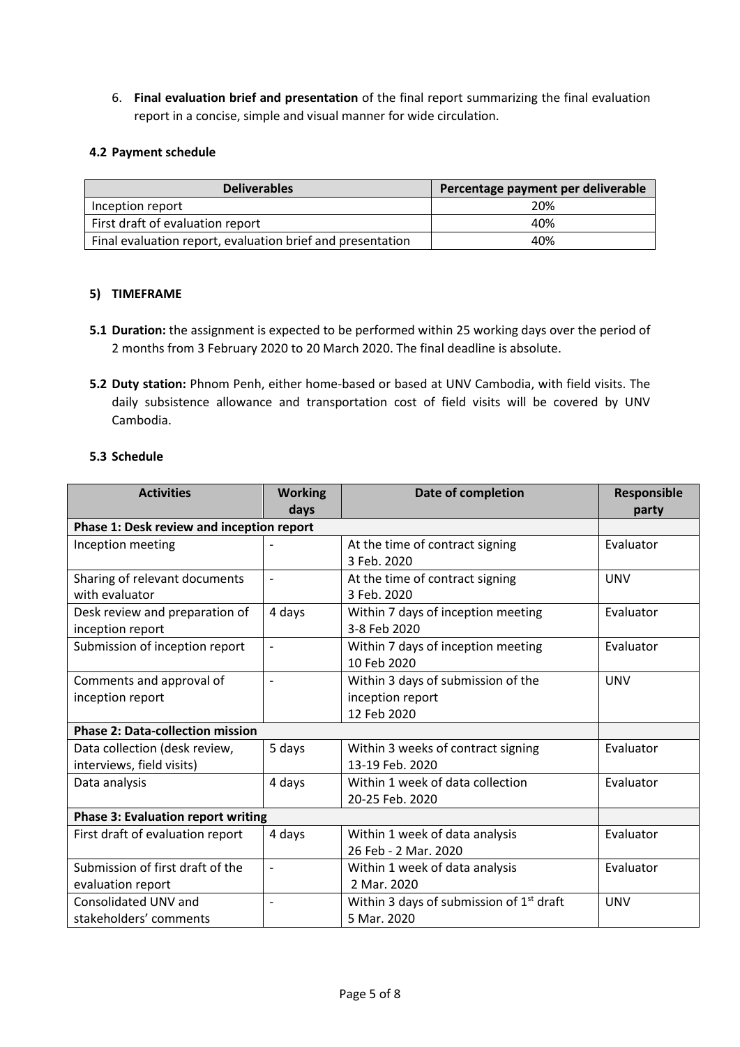6. **Final evaluation brief and presentation** of the final report summarizing the final evaluation report in a concise, simple and visual manner for wide circulation.

### 4.2 Payment schedule

| Deliverables | Percentage payment per deliverable |
|---|---|
| Inception report | 20% |
| First draft of evaluation report | 40% |
| Final evaluation report, evaluation brief and presentation | 40% |

## 5) TIMEFRAME

**5.1 Duration:** the assignment is expected to be performed within 25 working days over the period of 2 months from 3 February 2020 to 20 March 2020. The final deadline is absolute.

**5.2 Duty station:** Phnom Penh, either home-based or based at UNV Cambodia, with field visits. The daily subsistence allowance and transportation cost of field visits will be covered by UNV Cambodia.

### 5.3 Schedule

| Activities | Working days | Date of completion | Responsible party |
|---|---|---|---|
| **Phase 1: Desk review and inception report** | | | |
| Inception meeting | - | At the time of contract signing<br>3 Feb. 2020 | Evaluator |
| Sharing of relevant documents with evaluator | - | At the time of contract signing<br>3 Feb. 2020 | UNV |
| Desk review and preparation of inception report | 4 days | Within 7 days of inception meeting<br>3-8 Feb 2020 | Evaluator |
| Submission of inception report | - | Within 7 days of inception meeting<br>10 Feb 2020 | Evaluator |
| Comments and approval of inception report | - | Within 3 days of submission of the inception report<br>12 Feb 2020 | UNV |
| **Phase 2: Data-collection mission** | | | |
| Data collection (desk review, interviews, field visits) | 5 days | Within 3 weeks of contract signing<br>13-19 Feb. 2020 | Evaluator |
| Data analysis | 4 days | Within 1 week of data collection<br>20-25 Feb. 2020 | Evaluator |
| **Phase 3: Evaluation report writing** | | | |
| First draft of evaluation report | 4 days | Within 1 week of data analysis<br>26 Feb - 2 Mar. 2020 | Evaluator |
| Submission of first draft of the evaluation report | - | Within 1 week of data analysis<br>2 Mar. 2020 | Evaluator |
| Consolidated UNV and stakeholders' comments | - | Within 3 days of submission of 1st draft<br>5 Mar. 2020 | UNV |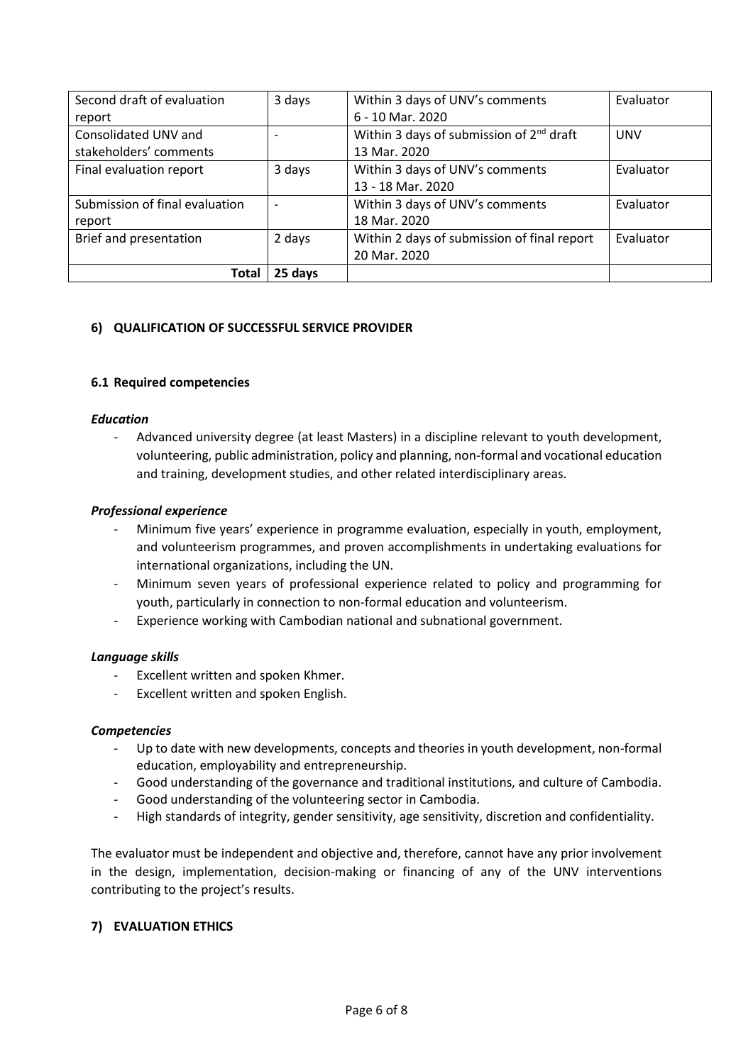| Second draft of evaluation report | 3 days | Within 3 days of UNV's comments 6 - 10 Mar. 2020 | Evaluator |
|---|---|---|---|
| Consolidated UNV and stakeholders' comments | - | Within 3 days of submission of 2nd draft 13 Mar. 2020 | UNV |
| Final evaluation report | 3 days | Within 3 days of UNV's comments 13 - 18 Mar. 2020 | Evaluator |
| Submission of final evaluation report | - | Within 3 days of UNV's comments 18 Mar. 2020 | Evaluator |
| Brief and presentation | 2 days | Within 2 days of submission of final report 20 Mar. 2020 | Evaluator |
| **Total** | **25 days** | | |

## 6) QUALIFICATION OF SUCCESSFUL SERVICE PROVIDER

### 6.1 Required competencies

***Education***

- Advanced university degree (at least Masters) in a discipline relevant to youth development, volunteering, public administration, policy and planning, non-formal and vocational education and training, development studies, and other related interdisciplinary areas.

***Professional experience***

- Minimum five years' experience in programme evaluation, especially in youth, employment, and volunteerism programmes, and proven accomplishments in undertaking evaluations for international organizations, including the UN.
- Minimum seven years of professional experience related to policy and programming for youth, particularly in connection to non-formal education and volunteerism.
- Experience working with Cambodian national and subnational government.

***Language skills***

- Excellent written and spoken Khmer.
- Excellent written and spoken English.

***Competencies***

- Up to date with new developments, concepts and theories in youth development, non-formal education, employability and entrepreneurship.
- Good understanding of the governance and traditional institutions, and culture of Cambodia.
- Good understanding of the volunteering sector in Cambodia.
- High standards of integrity, gender sensitivity, age sensitivity, discretion and confidentiality.

The evaluator must be independent and objective and, therefore, cannot have any prior involvement in the design, implementation, decision-making or financing of any of the UNV interventions contributing to the project's results.

## 7) EVALUATION ETHICS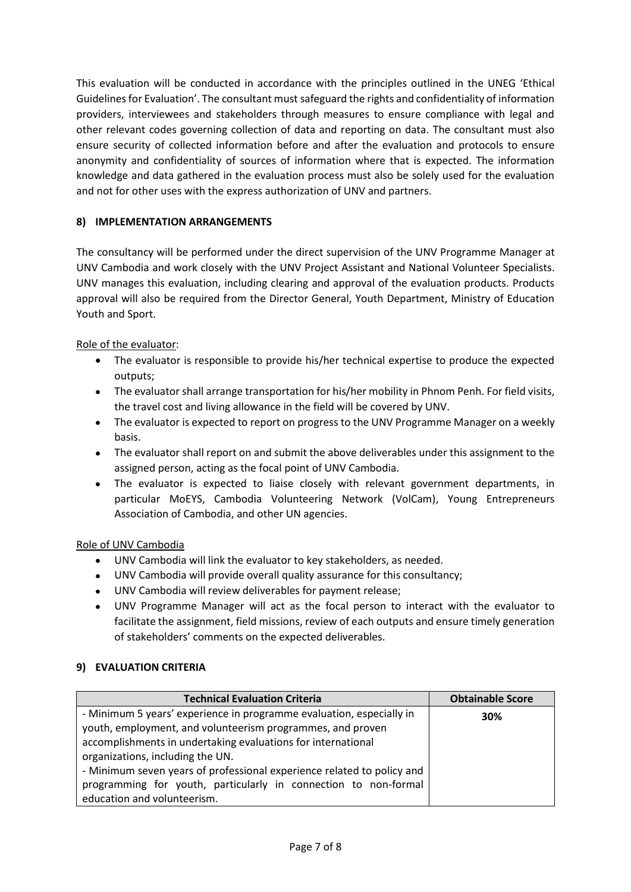This evaluation will be conducted in accordance with the principles outlined in the UNEG 'Ethical Guidelines for Evaluation'. The consultant must safeguard the rights and confidentiality of information providers, interviewees and stakeholders through measures to ensure compliance with legal and other relevant codes governing collection of data and reporting on data. The consultant must also ensure security of collected information before and after the evaluation and protocols to ensure anonymity and confidentiality of sources of information where that is expected. The information knowledge and data gathered in the evaluation process must also be solely used for the evaluation and not for other uses with the express authorization of UNV and partners.

## 8) IMPLEMENTATION ARRANGEMENTS

The consultancy will be performed under the direct supervision of the UNV Programme Manager at UNV Cambodia and work closely with the UNV Project Assistant and National Volunteer Specialists. UNV manages this evaluation, including clearing and approval of the evaluation products. Products approval will also be required from the Director General, Youth Department, Ministry of Education Youth and Sport.

Role of the evaluator:

- The evaluator is responsible to provide his/her technical expertise to produce the expected outputs;
- The evaluator shall arrange transportation for his/her mobility in Phnom Penh. For field visits, the travel cost and living allowance in the field will be covered by UNV.
- The evaluator is expected to report on progress to the UNV Programme Manager on a weekly basis.
- The evaluator shall report on and submit the above deliverables under this assignment to the assigned person, acting as the focal point of UNV Cambodia.
- The evaluator is expected to liaise closely with relevant government departments, in particular MoEYS, Cambodia Volunteering Network (VolCam), Young Entrepreneurs Association of Cambodia, and other UN agencies.

Role of UNV Cambodia

- UNV Cambodia will link the evaluator to key stakeholders, as needed.
- UNV Cambodia will provide overall quality assurance for this consultancy;
- UNV Cambodia will review deliverables for payment release;
- UNV Programme Manager will act as the focal person to interact with the evaluator to facilitate the assignment, field missions, review of each outputs and ensure timely generation of stakeholders' comments on the expected deliverables.

## 9) EVALUATION CRITERIA

| Technical Evaluation Criteria | Obtainable Score |
|---|---|
| - Minimum 5 years' experience in programme evaluation, especially in youth, employment, and volunteerism programmes, and proven accomplishments in undertaking evaluations for international organizations, including the UN.<br>- Minimum seven years of professional experience related to policy and programming for youth, particularly in connection to non-formal education and volunteerism. | **30%** |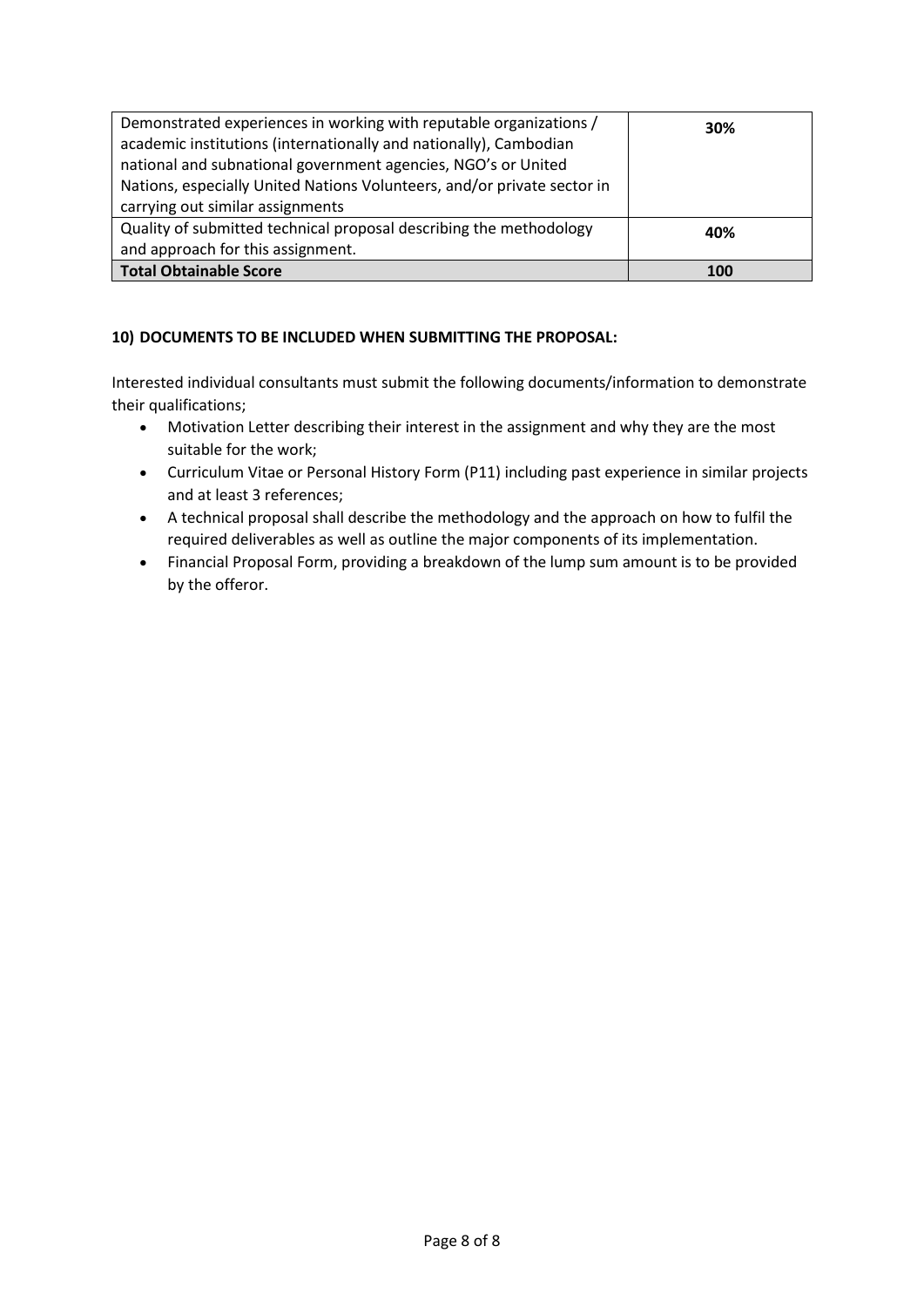| | |
|---|---|
| Demonstrated experiences in working with reputable organizations / academic institutions (internationally and nationally), Cambodian national and subnational government agencies, NGO's or United Nations, especially United Nations Volunteers, and/or private sector in carrying out similar assignments | **30%** |
| Quality of submitted technical proposal describing the methodology and approach for this assignment. | **40%** |
| **Total Obtainable Score** | **100** |

**10) DOCUMENTS TO BE INCLUDED WHEN SUBMITTING THE PROPOSAL:**

Interested individual consultants must submit the following documents/information to demonstrate their qualifications;

- Motivation Letter describing their interest in the assignment and why they are the most suitable for the work;
- Curriculum Vitae or Personal History Form (P11) including past experience in similar projects and at least 3 references;
- A technical proposal shall describe the methodology and the approach on how to fulfil the required deliverables as well as outline the major components of its implementation.
- Financial Proposal Form, providing a breakdown of the lump sum amount is to be provided by the offeror.